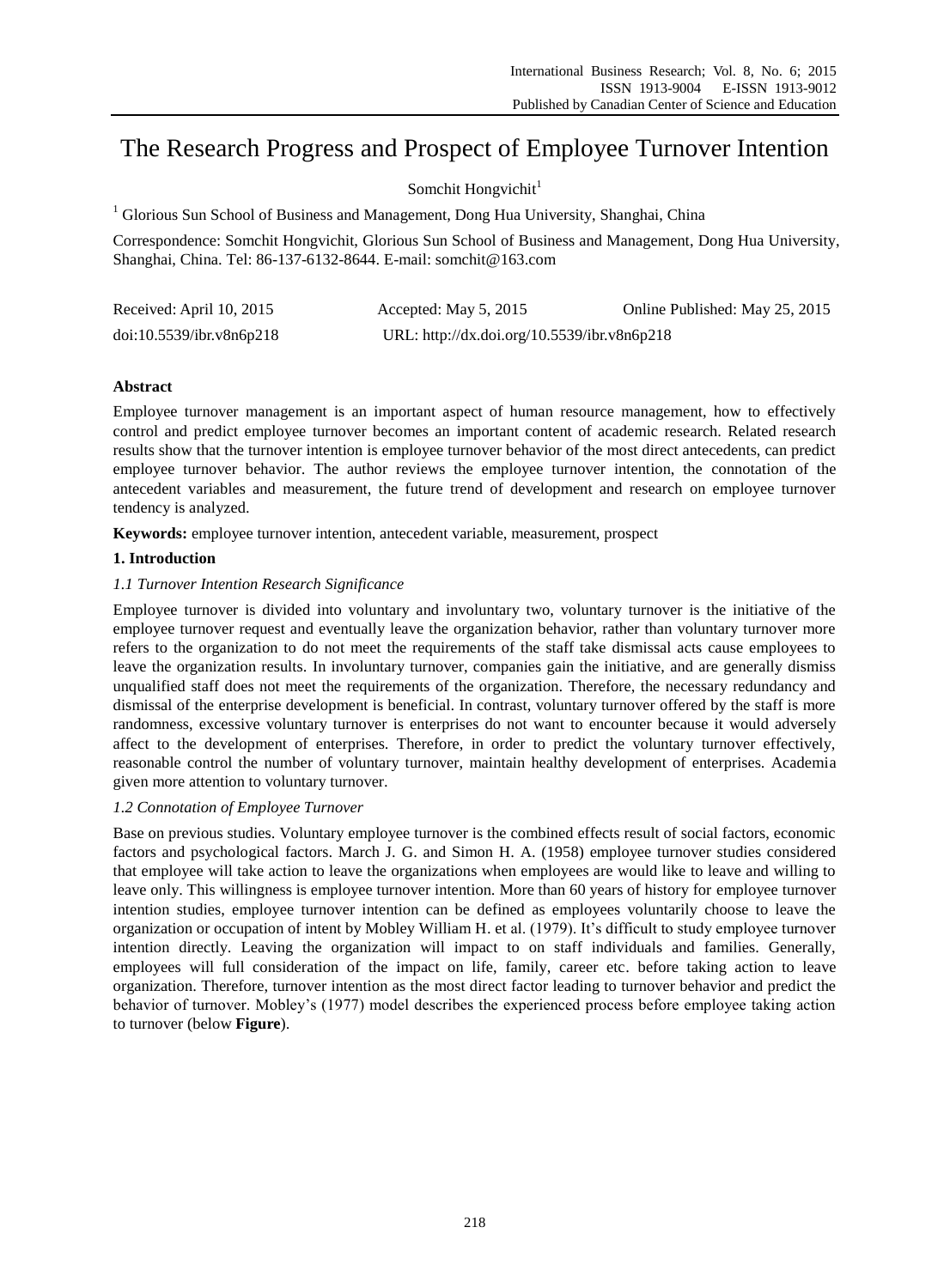# The Research Progress and Prospect of Employee Turnover Intention

Somchit Hongvichit[1]

[1] Glorious Sun School of Business and Management, Dong Hua University, Shanghai, China

Correspondence: Somchit Hongvichit, Glorious Sun School of Business and Management, Dong Hua University, Shanghai, China. Tel: 86-137-6132-8644. E-mail: somchit@163.com

Received: April 10, 2015 Accepted: May 5, 2015 Online Published: May 25, 2015

doi:10.5539/ibr.v8n6p218 URL: http://dx.doi.org/10.5539/ibr.v8n6p218

## Abstract

Employee turnover management is an important aspect of human resource management, how to effectively control and predict employee turnover becomes an important content of academic research. Related research results show that the turnover intention is employee turnover behavior of the most direct antecedents, can predict employee turnover behavior. The author reviews the employee turnover intention, the connotation of the antecedent variables and measurement, the future trend of development and research on employee turnover tendency is analyzed.

**Keywords:** employee turnover intention, antecedent variable, measurement, prospect

## 1. Introduction

### *1.1 Turnover Intention Research Significance*

Employee turnover is divided into voluntary and involuntary two, voluntary turnover is the initiative of the employee turnover request and eventually leave the organization behavior, rather than voluntary turnover more refers to the organization to do not meet the requirements of the staff take dismissal acts cause employees to leave the organization results. In involuntary turnover, companies gain the initiative, and are generally dismiss unqualified staff does not meet the requirements of the organization. Therefore, the necessary redundancy and dismissal of the enterprise development is beneficial. In contrast, voluntary turnover offered by the staff is more randomness, excessive voluntary turnover is enterprises do not want to encounter because it would adversely affect to the development of enterprises. Therefore, in order to predict the voluntary turnover effectively, reasonable control the number of voluntary turnover, maintain healthy development of enterprises. Academia given more attention to voluntary turnover.

### *1.2 Connotation of Employee Turnover*

Base on previous studies. Voluntary employee turnover is the combined effects result of social factors, economic factors and psychological factors. March J. G. and Simon H. A. (1958) employee turnover studies considered that employee will take action to leave the organizations when employees are would like to leave and willing to leave only. This willingness is employee turnover intention. More than 60 years of history for employee turnover intention studies, employee turnover intention can be defined as employees voluntarily choose to leave the organization or occupation of intent by Mobley William H. et al. (1979). It's difficult to study employee turnover intention directly. Leaving the organization will impact to on staff individuals and families. Generally, employees will full consideration of the impact on life, family, career etc. before taking action to leave organization. Therefore, turnover intention as the most direct factor leading to turnover behavior and predict the behavior of turnover. Mobley's (1977) model describes the experienced process before employee taking action to turnover (below **Figure**).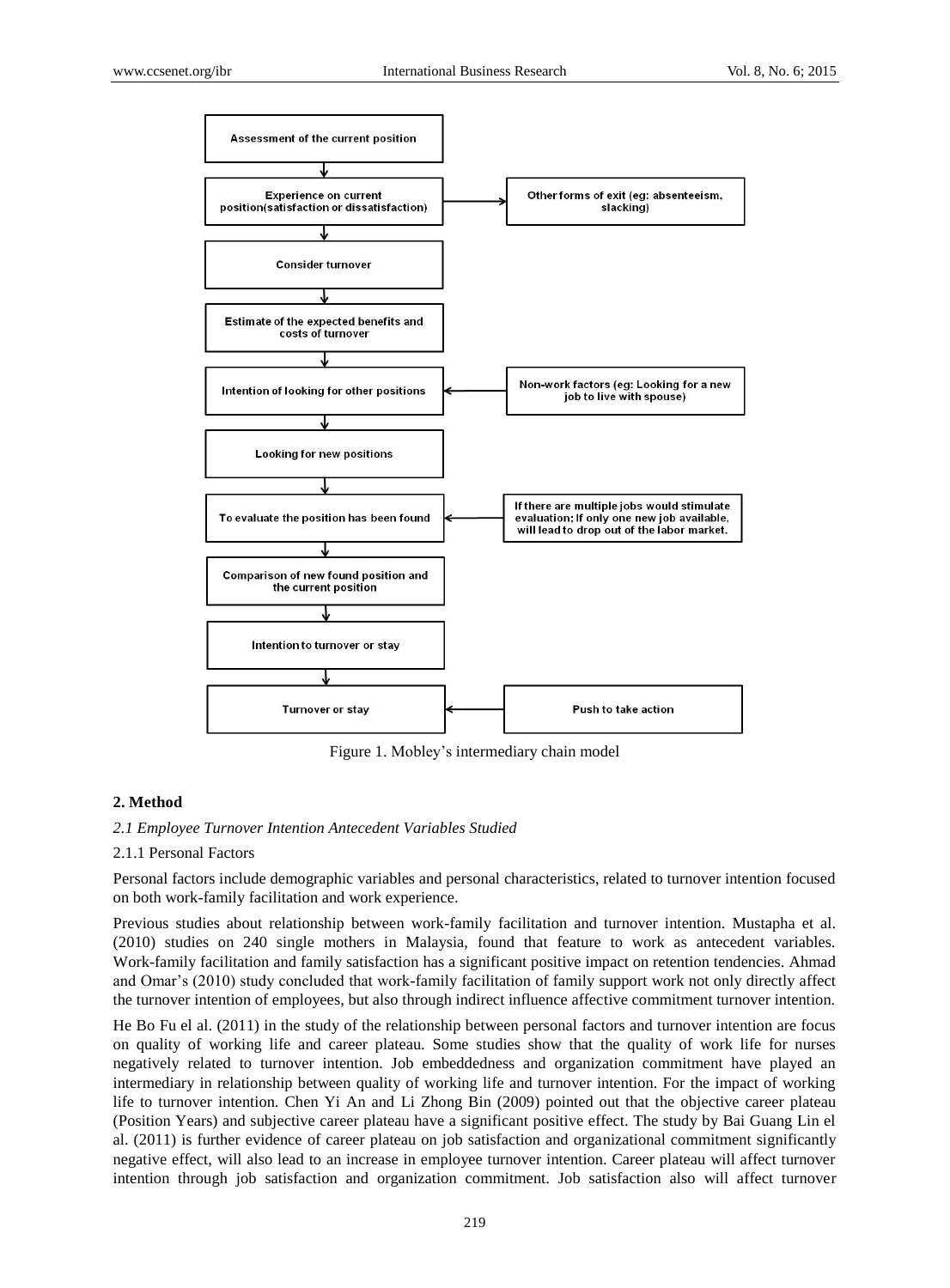Figure 1. Mobley's intermediary chain model

## 2. Method

### *2.1 Employee Turnover Intention Antecedent Variables Studied*

#### 2.1.1 Personal Factors

Personal factors include demographic variables and personal characteristics, related to turnover intention focused on both work-family facilitation and work experience.

Previous studies about relationship between work-family facilitation and turnover intention. Mustapha et al. (2010) studies on 240 single mothers in Malaysia, found that feature to work as antecedent variables. Work-family facilitation and family satisfaction has a significant positive impact on retention tendencies. Ahmad and Omar's (2010) study concluded that work-family facilitation of family support work not only directly affect the turnover intention of employees, but also through indirect influence affective commitment turnover intention.

He Bo Fu el al. (2011) in the study of the relationship between personal factors and turnover intention are focus on quality of working life and career plateau. Some studies show that the quality of work life for nurses negatively related to turnover intention. Job embeddedness and organization commitment have played an intermediary in relationship between quality of working life and turnover intention. For the impact of working life to turnover intention. Chen Yi An and Li Zhong Bin (2009) pointed out that the objective career plateau (Position Years) and subjective career plateau have a significant positive effect. The study by Bai Guang Lin el al. (2011) is further evidence of career plateau on job satisfaction and organizational commitment significantly negative effect, will also lead to an increase in employee turnover intention. Career plateau will affect turnover intention through job satisfaction and organization commitment. Job satisfaction also will affect turnover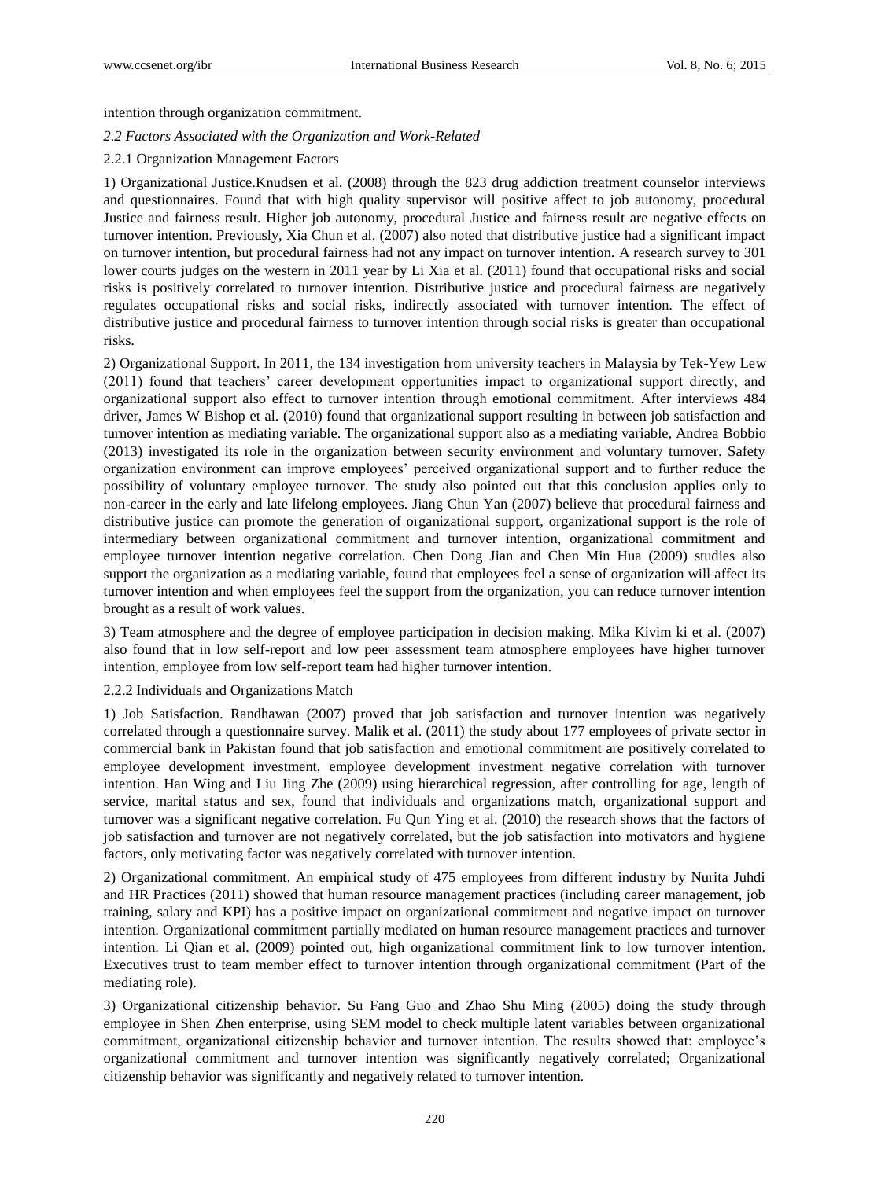intention through organization commitment.

*2.2 Factors Associated with the Organization and Work-Related*

2.2.1 Organization Management Factors

1) Organizational Justice.Knudsen et al. (2008) through the 823 drug addiction treatment counselor interviews and questionnaires. Found that with high quality supervisor will positive affect to job autonomy, procedural Justice and fairness result. Higher job autonomy, procedural Justice and fairness result are negative effects on turnover intention. Previously, Xia Chun et al. (2007) also noted that distributive justice had a significant impact on turnover intention, but procedural fairness had not any impact on turnover intention. A research survey to 301 lower courts judges on the western in 2011 year by Li Xia et al. (2011) found that occupational risks and social risks is positively correlated to turnover intention. Distributive justice and procedural fairness are negatively regulates occupational risks and social risks, indirectly associated with turnover intention. The effect of distributive justice and procedural fairness to turnover intention through social risks is greater than occupational risks.

2) Organizational Support. In 2011, the 134 investigation from university teachers in Malaysia by Tek-Yew Lew (2011) found that teachers' career development opportunities impact to organizational support directly, and organizational support also effect to turnover intention through emotional commitment. After interviews 484 driver, James W Bishop et al. (2010) found that organizational support resulting in between job satisfaction and turnover intention as mediating variable. The organizational support also as a mediating variable, Andrea Bobbio (2013) investigated its role in the organization between security environment and voluntary turnover. Safety organization environment can improve employees' perceived organizational support and to further reduce the possibility of voluntary employee turnover. The study also pointed out that this conclusion applies only to non-career in the early and late lifelong employees. Jiang Chun Yan (2007) believe that procedural fairness and distributive justice can promote the generation of organizational support, organizational support is the role of intermediary between organizational commitment and turnover intention, organizational commitment and employee turnover intention negative correlation. Chen Dong Jian and Chen Min Hua (2009) studies also support the organization as a mediating variable, found that employees feel a sense of organization will affect its turnover intention and when employees feel the support from the organization, you can reduce turnover intention brought as a result of work values.

3) Team atmosphere and the degree of employee participation in decision making. Mika Kivim ki et al. (2007) also found that in low self-report and low peer assessment team atmosphere employees have higher turnover intention, employee from low self-report team had higher turnover intention.

2.2.2 Individuals and Organizations Match

1) Job Satisfaction. Randhawan (2007) proved that job satisfaction and turnover intention was negatively correlated through a questionnaire survey. Malik et al. (2011) the study about 177 employees of private sector in commercial bank in Pakistan found that job satisfaction and emotional commitment are positively correlated to employee development investment, employee development investment negative correlation with turnover intention. Han Wing and Liu Jing Zhe (2009) using hierarchical regression, after controlling for age, length of service, marital status and sex, found that individuals and organizations match, organizational support and turnover was a significant negative correlation. Fu Qun Ying et al. (2010) the research shows that the factors of job satisfaction and turnover are not negatively correlated, but the job satisfaction into motivators and hygiene factors, only motivating factor was negatively correlated with turnover intention.

2) Organizational commitment. An empirical study of 475 employees from different industry by Nurita Juhdi and HR Practices (2011) showed that human resource management practices (including career management, job training, salary and KPI) has a positive impact on organizational commitment and negative impact on turnover intention. Organizational commitment partially mediated on human resource management practices and turnover intention. Li Qian et al. (2009) pointed out, high organizational commitment link to low turnover intention. Executives trust to team member effect to turnover intention through organizational commitment (Part of the mediating role).

3) Organizational citizenship behavior. Su Fang Guo and Zhao Shu Ming (2005) doing the study through employee in Shen Zhen enterprise, using SEM model to check multiple latent variables between organizational commitment, organizational citizenship behavior and turnover intention. The results showed that: employee's organizational commitment and turnover intention was significantly negatively correlated; Organizational citizenship behavior was significantly and negatively related to turnover intention.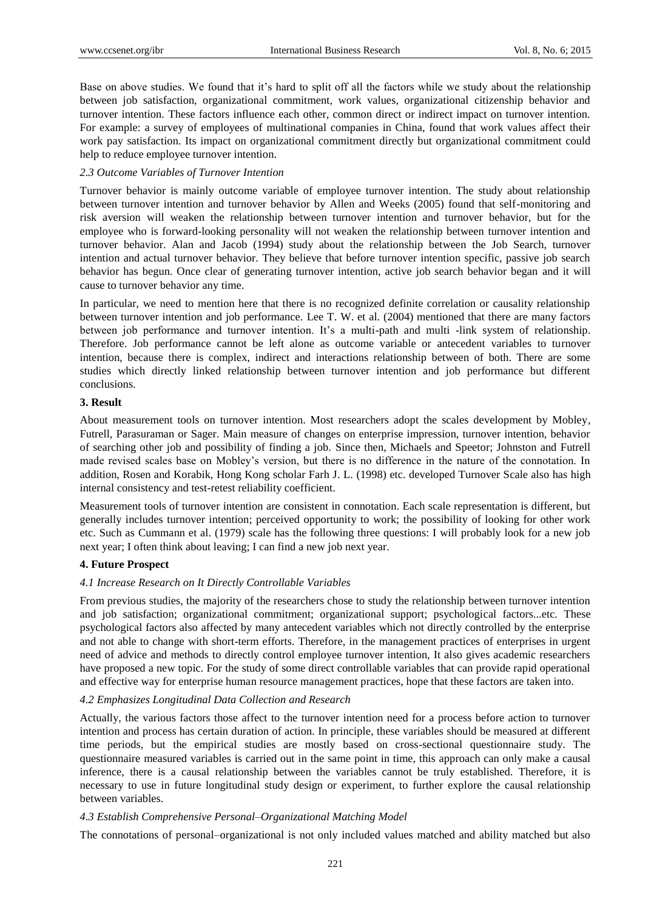Base on above studies. We found that it's hard to split off all the factors while we study about the relationship between job satisfaction, organizational commitment, work values, organizational citizenship behavior and turnover intention. These factors influence each other, common direct or indirect impact on turnover intention. For example: a survey of employees of multinational companies in China, found that work values affect their work pay satisfaction. Its impact on organizational commitment directly but organizational commitment could help to reduce employee turnover intention.

### *2.3 Outcome Variables of Turnover Intention*

Turnover behavior is mainly outcome variable of employee turnover intention. The study about relationship between turnover intention and turnover behavior by Allen and Weeks (2005) found that self-monitoring and risk aversion will weaken the relationship between turnover intention and turnover behavior, but for the employee who is forward-looking personality will not weaken the relationship between turnover intention and turnover behavior. Alan and Jacob (1994) study about the relationship between the Job Search, turnover intention and actual turnover behavior. They believe that before turnover intention specific, passive job search behavior has begun. Once clear of generating turnover intention, active job search behavior began and it will cause to turnover behavior any time.

In particular, we need to mention here that there is no recognized definite correlation or causality relationship between turnover intention and job performance. Lee T. W. et al. (2004) mentioned that there are many factors between job performance and turnover intention. It's a multi-path and multi -link system of relationship. Therefore. Job performance cannot be left alone as outcome variable or antecedent variables to turnover intention, because there is complex, indirect and interactions relationship between of both. There are some studies which directly linked relationship between turnover intention and job performance but different conclusions.

## 3. Result

About measurement tools on turnover intention. Most researchers adopt the scales development by Mobley, Futrell, Parasuraman or Sager. Main measure of changes on enterprise impression, turnover intention, behavior of searching other job and possibility of finding a job. Since then, Michaels and Speetor; Johnston and Futrell made revised scales base on Mobley's version, but there is no difference in the nature of the connotation. In addition, Rosen and Korabik, Hong Kong scholar Farh J. L. (1998) etc. developed Turnover Scale also has high internal consistency and test-retest reliability coefficient.

Measurement tools of turnover intention are consistent in connotation. Each scale representation is different, but generally includes turnover intention; perceived opportunity to work; the possibility of looking for other work etc. Such as Cummann et al. (1979) scale has the following three questions: I will probably look for a new job next year; I often think about leaving; I can find a new job next year.

## 4. Future Prospect

### *4.1 Increase Research on It Directly Controllable Variables*

From previous studies, the majority of the researchers chose to study the relationship between turnover intention and job satisfaction; organizational commitment; organizational support; psychological factors...etc. These psychological factors also affected by many antecedent variables which not directly controlled by the enterprise and not able to change with short-term efforts. Therefore, in the management practices of enterprises in urgent need of advice and methods to directly control employee turnover intention, It also gives academic researchers have proposed a new topic. For the study of some direct controllable variables that can provide rapid operational and effective way for enterprise human resource management practices, hope that these factors are taken into.

### *4.2 Emphasizes Longitudinal Data Collection and Research*

Actually, the various factors those affect to the turnover intention need for a process before action to turnover intention and process has certain duration of action. In principle, these variables should be measured at different time periods, but the empirical studies are mostly based on cross-sectional questionnaire study. The questionnaire measured variables is carried out in the same point in time, this approach can only make a causal inference, there is a causal relationship between the variables cannot be truly established. Therefore, it is necessary to use in future longitudinal study design or experiment, to further explore the causal relationship between variables.

### *4.3 Establish Comprehensive Personal–Organizational Matching Model*

The connotations of personal–organizational is not only included values matched and ability matched but also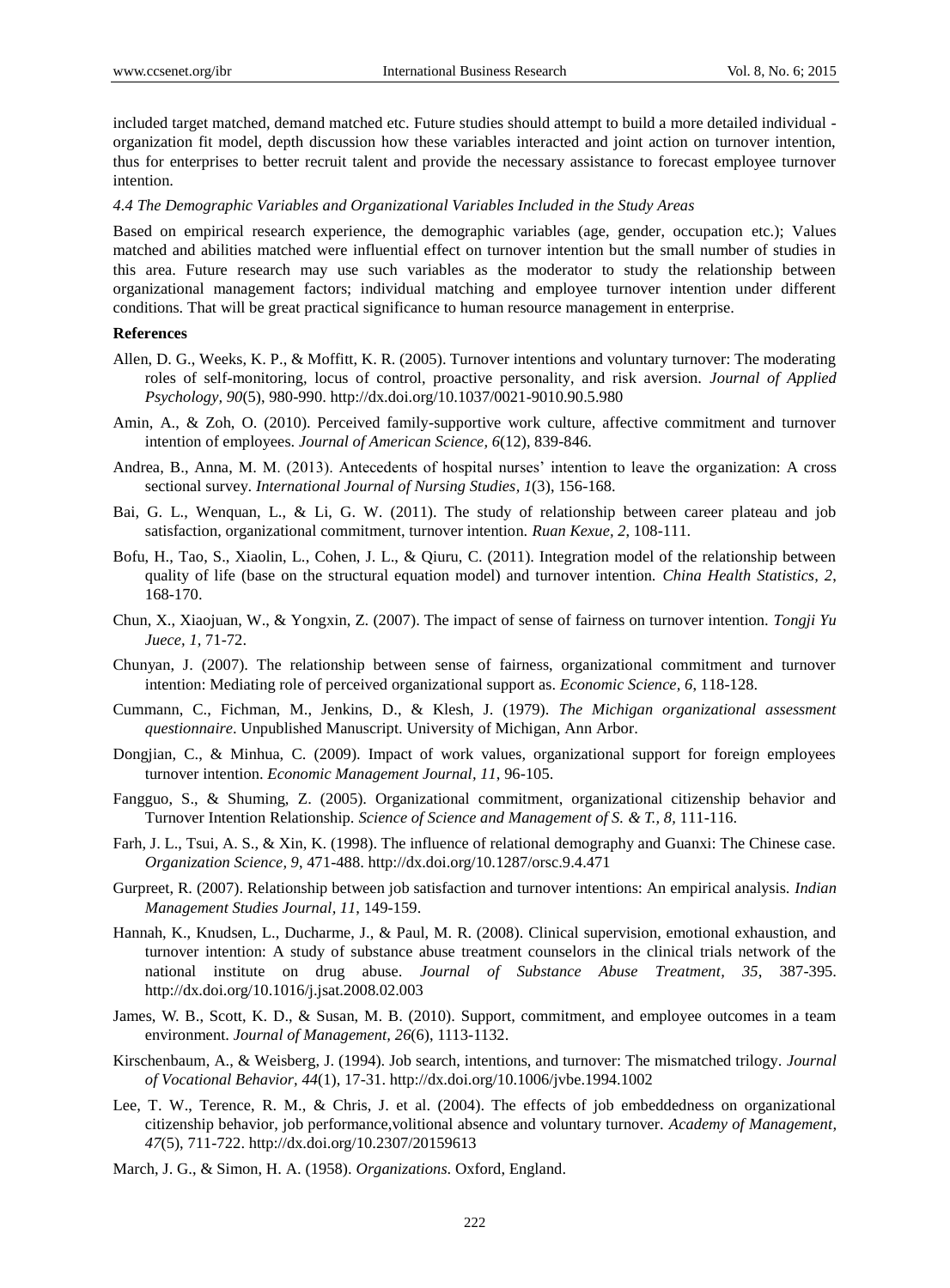included target matched, demand matched etc. Future studies should attempt to build a more detailed individual - organization fit model, depth discussion how these variables interacted and joint action on turnover intention, thus for enterprises to better recruit talent and provide the necessary assistance to forecast employee turnover intention.

*4.4 The Demographic Variables and Organizational Variables Included in the Study Areas*

Based on empirical research experience, the demographic variables (age, gender, occupation etc.); Values matched and abilities matched were influential effect on turnover intention but the small number of studies in this area. Future research may use such variables as the moderator to study the relationship between organizational management factors; individual matching and employee turnover intention under different conditions. That will be great practical significance to human resource management in enterprise.

**References**

Allen, D. G., Weeks, K. P., & Moffitt, K. R. (2005). Turnover intentions and voluntary turnover: The moderating roles of self-monitoring, locus of control, proactive personality, and risk aversion. *Journal of Applied Psychology, 90*(5), 980-990. http://dx.doi.org/10.1037/0021-9010.90.5.980

Amin, A., & Zoh, O. (2010). Perceived family-supportive work culture, affective commitment and turnover intention of employees. *Journal of American Science, 6*(12), 839-846.

Andrea, B., Anna, M. M. (2013). Antecedents of hospital nurses' intention to leave the organization: A cross sectional survey. *International Journal of Nursing Studies, 1*(3), 156-168.

Bai, G. L., Wenquan, L., & Li, G. W. (2011). The study of relationship between career plateau and job satisfaction, organizational commitment, turnover intention. *Ruan Kexue, 2*, 108-111.

Bofu, H., Tao, S., Xiaolin, L., Cohen, J. L., & Qiuru, C. (2011). Integration model of the relationship between quality of life (base on the structural equation model) and turnover intention. *China Health Statistics, 2*, 168-170.

Chun, X., Xiaojuan, W., & Yongxin, Z. (2007). The impact of sense of fairness on turnover intention. *Tongji Yu Juece, 1,* 71-72.

Chunyan, J. (2007). The relationship between sense of fairness, organizational commitment and turnover intention: Mediating role of perceived organizational support as. *Economic Science, 6*, 118-128.

Cummann, C., Fichman, M., Jenkins, D., & Klesh, J. (1979). *The Michigan organizational assessment questionnaire*. Unpublished Manuscript. University of Michigan, Ann Arbor.

Dongjian, C., & Minhua, C. (2009). Impact of work values, organizational support for foreign employees turnover intention. *Economic Management Journal, 11*, 96-105.

Fangguo, S., & Shuming, Z. (2005). Organizational commitment, organizational citizenship behavior and Turnover Intention Relationship. *Science of Science and Management of S. & T., 8,* 111-116.

Farh, J. L., Tsui, A. S., & Xin, K. (1998). The influence of relational demography and Guanxi: The Chinese case. *Organization Science, 9*, 471-488. http://dx.doi.org/10.1287/orsc.9.4.471

Gurpreet, R. (2007). Relationship between job satisfaction and turnover intentions: An empirical analysis. *Indian Management Studies Journal, 11*, 149-159.

Hannah, K., Knudsen, L., Ducharme, J., & Paul, M. R. (2008). Clinical supervision, emotional exhaustion, and turnover intention: A study of substance abuse treatment counselors in the clinical trials network of the national institute on drug abuse. *Journal of Substance Abuse Treatment, 35*, 387-395. http://dx.doi.org/10.1016/j.jsat.2008.02.003

James, W. B., Scott, K. D., & Susan, M. B. (2010). Support, commitment, and employee outcomes in a team environment. *Journal of Management, 26*(6), 1113-1132.

Kirschenbaum, A., & Weisberg, J. (1994). Job search, intentions, and turnover: The mismatched trilogy. *Journal of Vocational Behavior, 44*(1), 17-31. http://dx.doi.org/10.1006/jvbe.1994.1002

Lee, T. W., Terence, R. M., & Chris, J. et al. (2004). The effects of job embeddedness on organizational citizenship behavior, job performance,volitional absence and voluntary turnover. *Academy of Management, 47*(5), 711-722. http://dx.doi.org/10.2307/20159613

March, J. G., & Simon, H. A. (1958). *Organizations*. Oxford, England.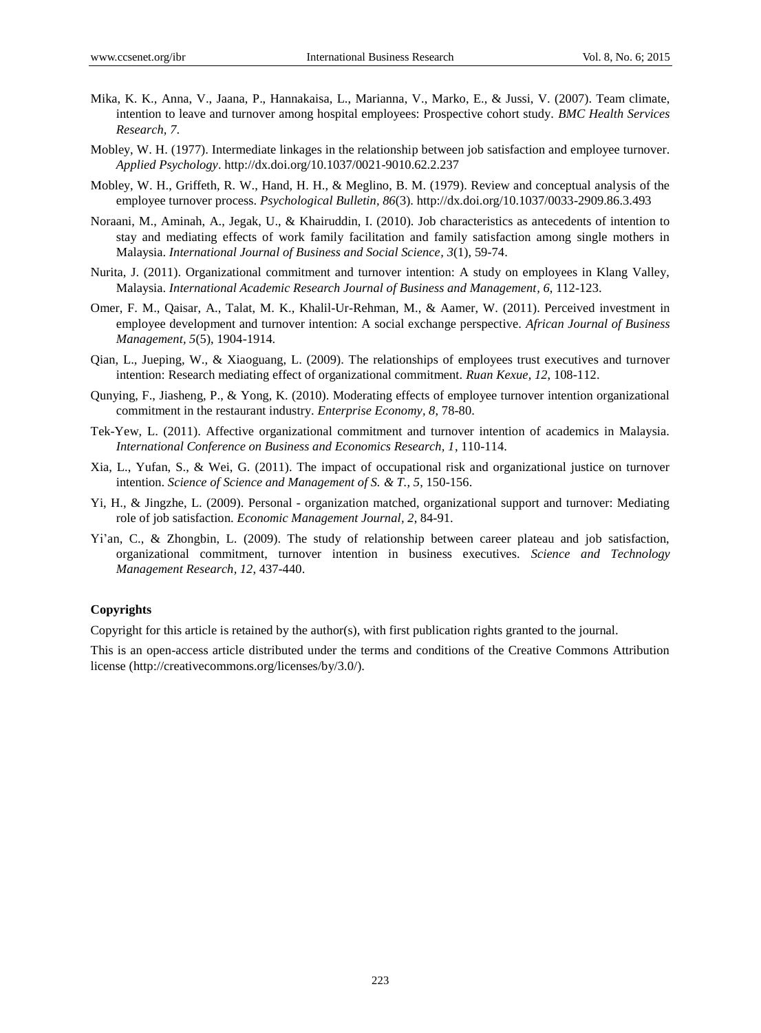Mika, K. K., Anna, V., Jaana, P., Hannakaisa, L., Marianna, V., Marko, E., & Jussi, V. (2007). Team climate, intention to leave and turnover among hospital employees: Prospective cohort study. *BMC Health Services Research, 7*.

Mobley, W. H. (1977). Intermediate linkages in the relationship between job satisfaction and employee turnover. *Applied Psychology*. http://dx.doi.org/10.1037/0021-9010.62.2.237

Mobley, W. H., Griffeth, R. W., Hand, H. H., & Meglino, B. M. (1979). Review and conceptual analysis of the employee turnover process. *Psychological Bulletin, 86*(3). http://dx.doi.org/10.1037/0033-2909.86.3.493

Noraani, M., Aminah, A., Jegak, U., & Khairuddin, I. (2010). Job characteristics as antecedents of intention to stay and mediating effects of work family facilitation and family satisfaction among single mothers in Malaysia. *International Journal of Business and Social Science, 3*(1), 59-74.

Nurita, J. (2011). Organizational commitment and turnover intention: A study on employees in Klang Valley, Malaysia. *International Academic Research Journal of Business and Management*, *6*, 112-123.

Omer, F. M., Qaisar, A., Talat, M. K., Khalil-Ur-Rehman, M., & Aamer, W. (2011). Perceived investment in employee development and turnover intention: A social exchange perspective. *African Journal of Business Management, 5*(5), 1904-1914.

Qian, L., Jueping, W., & Xiaoguang, L. (2009). The relationships of employees trust executives and turnover intention: Research mediating effect of organizational commitment. *Ruan Kexue, 12*, 108-112.

Qunying, F., Jiasheng, P., & Yong, K. (2010). Moderating effects of employee turnover intention organizational commitment in the restaurant industry. *Enterprise Economy, 8*, 78-80.

Tek-Yew, L. (2011). Affective organizational commitment and turnover intention of academics in Malaysia. *International Conference on Business and Economics Research, 1*, 110-114.

Xia, L., Yufan, S., & Wei, G. (2011). The impact of occupational risk and organizational justice on turnover intention. *Science of Science and Management of S. & T., 5*, 150-156.

Yi, H., & Jingzhe, L. (2009). Personal - organization matched, organizational support and turnover: Mediating role of job satisfaction. *Economic Management Journal, 2*, 84-91.

Yi'an, C., & Zhongbin, L. (2009). The study of relationship between career plateau and job satisfaction, organizational commitment, turnover intention in business executives. *Science and Technology Management Research, 12*, 437-440.

**Copyrights**

Copyright for this article is retained by the author(s), with first publication rights granted to the journal.

This is an open-access article distributed under the terms and conditions of the Creative Commons Attribution license (http://creativecommons.org/licenses/by/3.0/).